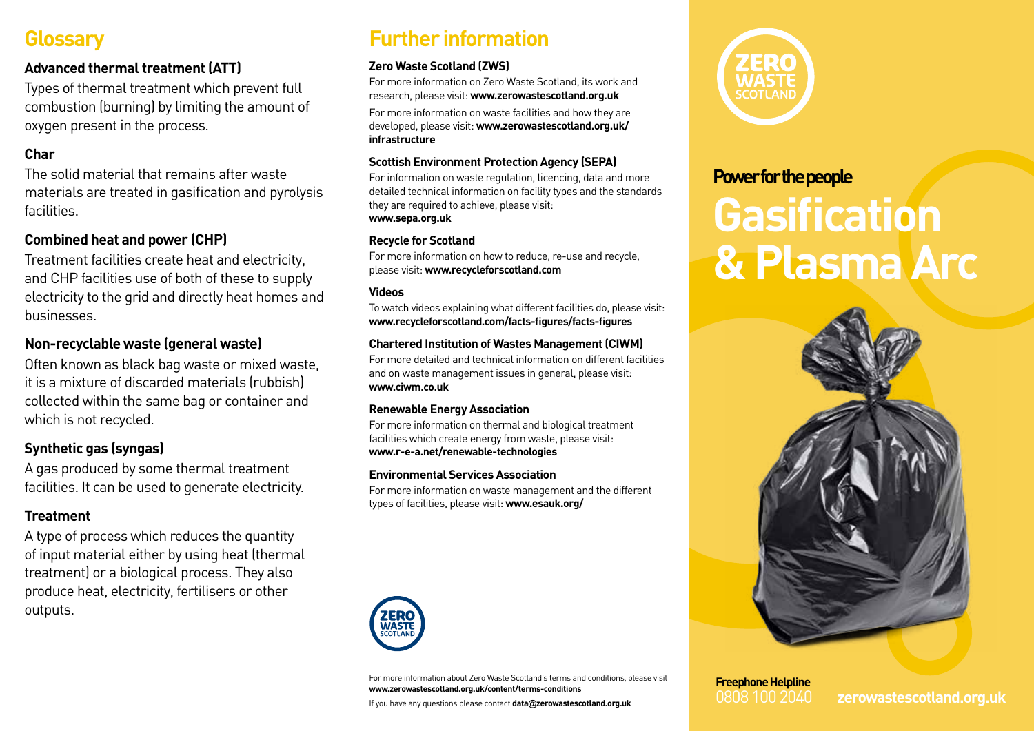## Glossary

### Advanced thermal treatment (ATT)

Types of thermal treatment which prevent full combustion (burning) by limiting the amount of oxygen present in the process.

### Char

The solid material that remains after waste materials are treated in gasification and pyrolysis facilities.

### Combined heat and power (CHP)

Treatment facilities create heat and electricity, and CHP facilities use of both of these to supply electricity to the grid and directly heat homes and businesses.

### Non-recyclable waste (general waste)

Often known as black bag waste or mixed waste, it is a mixture of discarded materials (rubbish) collected within the same bag or container and which is not recycled.

### Synthetic gas (syngas)

A gas produced by some thermal treatment facilities. It can be used to generate electricity.

### Treatment

A type of process which reduces the quantity of input material either by using heat (thermal treatment) or a biological process. They also produce heat, electricity, fertilisers or other outputs.

## Further information

**Zero Waste Scotland (ZWS)**

For more information on Zero Waste Scotland, its work and research, please visit: **www.zerowastescotland.org.uk**

For more information on waste facilities and how they are developed, please visit: **www.zerowastescotland.org.uk/infrastructure**

**Scottish Environment Protection Agency (SEPA)**

For information on waste regulation, licencing, data and more detailed technical information on facility types and the standards they are required to achieve, please visit: **www.sepa.org.uk**

**Recycle for Scotland**

For more information on how to reduce, re-use and recycle, please visit: **www.recycleforscotland.com**

**Videos**

To watch videos explaining what different facilities do, please visit: **www.recycleforscotland.com/facts-figures/facts-figures**

**Chartered Institution of Wastes Management (CIWM)**

For more detailed and technical information on different facilities and on waste management issues in general, please visit: **www.ciwm.co.uk**

**Renewable Energy Association**

For more information on thermal and biological treatment facilities which create energy from waste, please visit: **www.r-e-a.net/renewable-technologies**

**Environmental Services Association**

For more information on waste management and the different types of facilities, please visit: **www.esauk.org/**

ZERO WASTE SCOTLAND

For more information about Zero Waste Scotland's terms and conditions, please visit **www.zerowastescotland.org.uk/content/terms-conditions**

If you have any questions please contact **data@zerowastescotland.org.uk**

ZERO WASTE SCOTLAND

**Power for the people**

# Gasification & Plasma Arc

**Freephone Helpline**
0808 100 2040

**zerowastescotland.org.uk**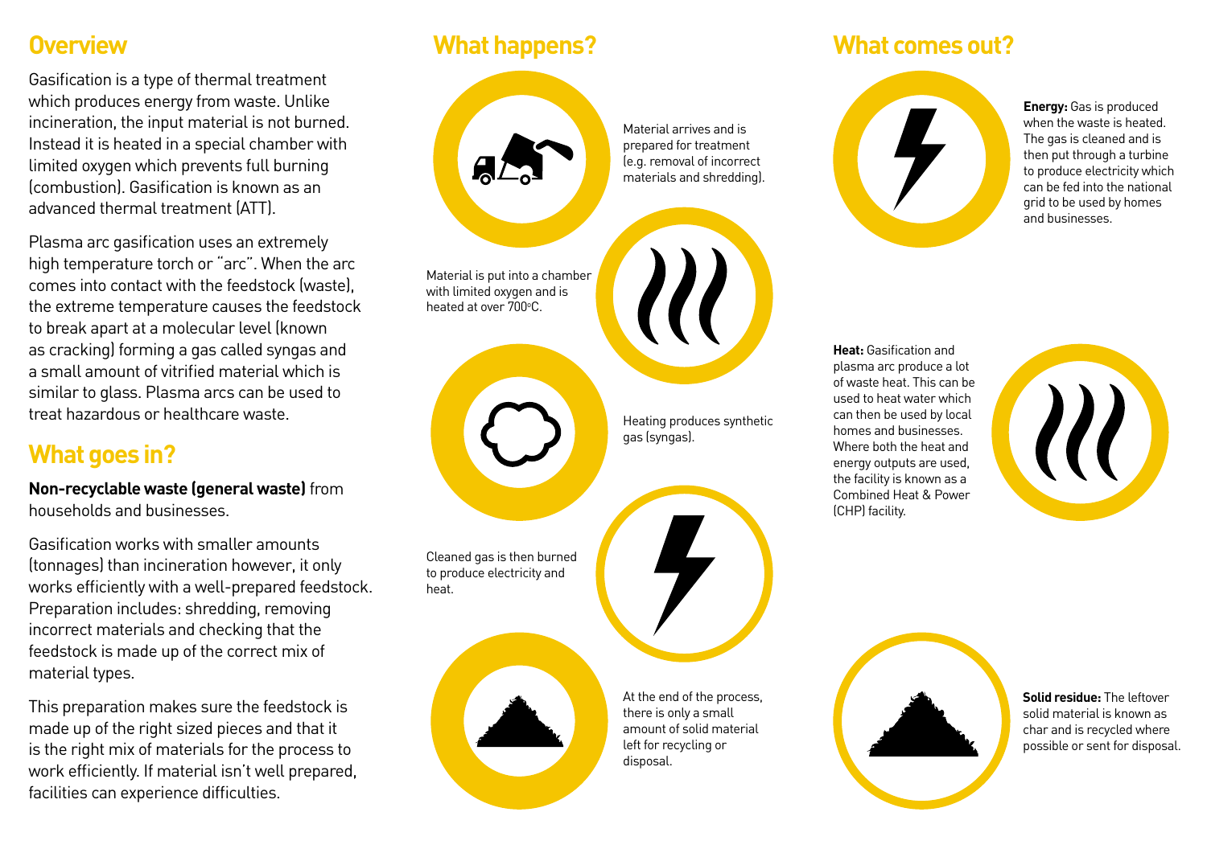## Overview

Gasification is a type of thermal treatment which produces energy from waste. Unlike incineration, the input material is not burned. Instead it is heated in a special chamber with limited oxygen which prevents full burning (combustion). Gasification is known as an advanced thermal treatment (ATT).

Plasma arc gasification uses an extremely high temperature torch or "arc". When the arc comes into contact with the feedstock (waste), the extreme temperature causes the feedstock to break apart at a molecular level (known as cracking) forming a gas called syngas and a small amount of vitrified material which is similar to glass. Plasma arcs can be used to treat hazardous or healthcare waste.

## What goes in?

**Non-recyclable waste (general waste)** from households and businesses.

Gasification works with smaller amounts (tonnages) than incineration however, it only works efficiently with a well-prepared feedstock. Preparation includes: shredding, removing incorrect materials and checking that the feedstock is made up of the correct mix of material types.

This preparation makes sure the feedstock is made up of the right sized pieces and that it is the right mix of materials for the process to work efficiently. If material isn't well prepared, facilities can experience difficulties.

## What happens?

Material arrives and is prepared for treatment (e.g. removal of incorrect materials and shredding).

Material is put into a chamber with limited oxygen and is heated at over 700°C.

Heating produces synthetic gas (syngas).

Cleaned gas is then burned to produce electricity and heat.

At the end of the process, there is only a small amount of solid material left for recycling or disposal.

## What comes out?

**Energy:** Gas is produced when the waste is heated. The gas is cleaned and is then put through a turbine to produce electricity which can be fed into the national grid to be used by homes and businesses.

**Heat:** Gasification and plasma arc produce a lot of waste heat. This can be used to heat water which can then be used by local homes and businesses. Where both the heat and energy outputs are used, the facility is known as a Combined Heat & Power (CHP) facility.

**Solid residue:** The leftover solid material is known as char and is recycled where possible or sent for disposal.